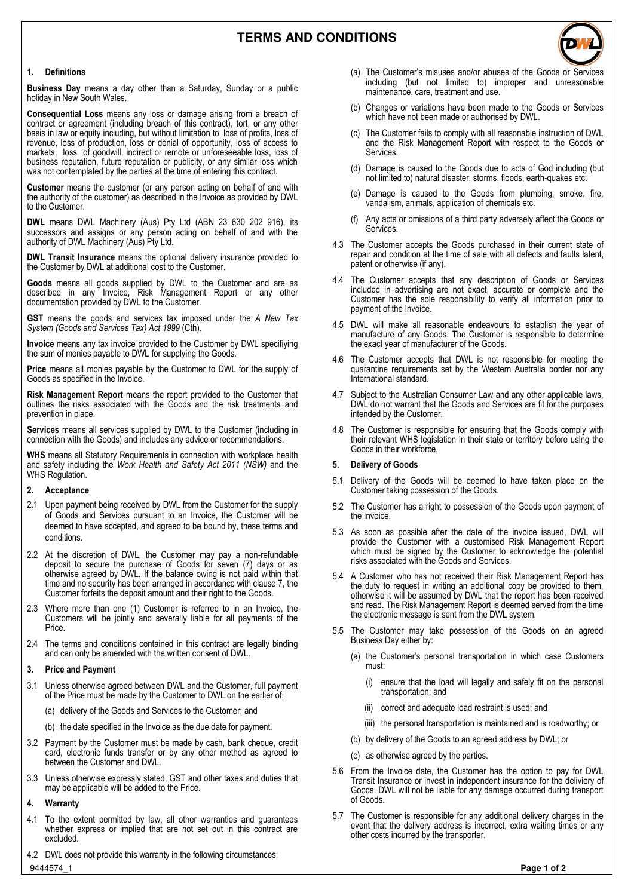# TERMS AND CONDITIONS

## 1. Definitions

**Business Day** means a day other than a Saturday, Sunday or a public holiday in New South Wales.

**Consequential Loss** means any loss or damage arising from a breach of contract or agreement (including breach of this contract), tort, or any other basis in law or equity including, but without limitation to, loss of profits, loss of revenue, loss of production, loss or denial of opportunity, loss of access to markets, loss of goodwill, indirect or remote or unforeseeable loss, loss of business reputation, future reputation or publicity, or any similar loss which was not contemplated by the parties at the time of entering this contract.

**Customer** means the customer (or any person acting on behalf of and with the authority of the customer) as described in the Invoice as provided by DWL to the Customer.

**DWL** means DWL Machinery (Aus) Pty Ltd (ABN 23 630 202 916), its successors and assigns or any person acting on behalf of and with the authority of DWL Machinery (Aus) Pty Ltd.

**DWL Transit Insurance** means the optional delivery insurance provided to the Customer by DWL at additional cost to the Customer.

**Goods** means all goods supplied by DWL to the Customer and are as described in any Invoice, Risk Management Report or any other documentation provided by DWL to the Customer.

**GST** means the goods and services tax imposed under the *A New Tax System (Goods and Services Tax) Act 1999* (Cth).

**Invoice** means any tax invoice provided to the Customer by DWL specifiying the sum of monies payable to DWL for supplying the Goods.

**Price** means all monies payable by the Customer to DWL for the supply of Goods as specified in the Invoice.

**Risk Management Report** means the report provided to the Customer that outlines the risks associated with the Goods and the risk treatments and prevention in place.

**Services** means all services supplied by DWL to the Customer (including in connection with the Goods) and includes any advice or recommendations.

**WHS** means all Statutory Requirements in connection with workplace health and safety including the *Work Health and Safety Act 2011 (NSW)* and the WHS Regulation.

## 2. Acceptance

2.1 Upon payment being received by DWL from the Customer for the supply of Goods and Services pursuant to an Invoice, the Customer will be deemed to have accepted, and agreed to be bound by, these terms and conditions.

2.2 At the discretion of DWL, the Customer may pay a non-refundable deposit to secure the purchase of Goods for seven (7) days or as otherwise agreed by DWL. If the balance owing is not paid within that time and no security has been arranged in accordance with clause 7, the Customer forfeits the deposit amount and their right to the Goods.

2.3 Where more than one (1) Customer is referred to in an Invoice, the Customers will be jointly and severally liable for all payments of the Price.

2.4 The terms and conditions contained in this contract are legally binding and can only be amended with the written consent of DWL.

## 3. Price and Payment

3.1 Unless otherwise agreed between DWL and the Customer, full payment of the Price must be made by the Customer to DWL on the earlier of:

(a) delivery of the Goods and Services to the Customer; and

(b) the date specified in the Invoice as the due date for payment.

3.2 Payment by the Customer must be made by cash, bank cheque, credit card, electronic funds transfer or by any other method as agreed to between the Customer and DWL.

3.3 Unless otherwise expressly stated, GST and other taxes and duties that may be applicable will be added to the Price.

## 4. Warranty

4.1 To the extent permitted by law, all other warranties and guarantees whether express or implied that are not set out in this contract are excluded.

4.2 DWL does not provide this warranty in the following circumstances:

(a) The Customer's misuses and/or abuses of the Goods or Services including (but not limited to) improper and unreasonable maintenance, care, treatment and use.

(b) Changes or variations have been made to the Goods or Services which have not been made or authorised by DWL.

(c) The Customer fails to comply with all reasonable instruction of DWL and the Risk Management Report with respect to the Goods or Services.

(d) Damage is caused to the Goods due to acts of God including (but not limited to) natural disaster, storms, floods, earth-quakes etc.

(e) Damage is caused to the Goods from plumbing, smoke, fire, vandalism, animals, application of chemicals etc.

(f) Any acts or omissions of a third party adversely affect the Goods or Services.

4.3 The Customer accepts the Goods purchased in their current state of repair and condition at the time of sale with all defects and faults latent, patent or otherwise (if any).

4.4 The Customer accepts that any description of Goods or Services included in advertising are not exact, accurate or complete and the Customer has the sole responsibility to verify all information prior to payment of the Invoice.

4.5 DWL will make all reasonable endeavours to establish the year of manufacture of any Goods. The Customer is responsible to determine the exact year of manufacturer of the Goods.

4.6 The Customer accepts that DWL is not responsible for meeting the quarantine requirements set by the Western Australia border nor any International standard.

4.7 Subject to the Australian Consumer Law and any other applicable laws, DWL do not warrant that the Goods and Services are fit for the purposes intended by the Customer.

4.8 The Customer is responsible for ensuring that the Goods comply with their relevant WHS legislation in their state or territory before using the Goods in their workforce.

## 5. Delivery of Goods

5.1 Delivery of the Goods will be deemed to have taken place on the Customer taking possession of the Goods.

5.2 The Customer has a right to possession of the Goods upon payment of the Invoice.

5.3 As soon as possible after the date of the invoice issued, DWL will provide the Customer with a customised Risk Management Report which must be signed by the Customer to acknowledge the potential risks associated with the Goods and Services.

5.4 A Customer who has not received their Risk Management Report has the duty to request in writing an additional copy be provided to them, otherwise it will be assumed by DWL that the report has been received and read. The Risk Management Report is deemed served from the time the electronic message is sent from the DWL system.

5.5 The Customer may take possession of the Goods on an agreed Business Day either by:

(a) the Customer's personal transportation in which case Customers must:

(i) ensure that the load will legally and safely fit on the personal transportation; and

(ii) correct and adequate load restraint is used; and

(iii) the personal transportation is maintained and is roadworthy; or

(b) by delivery of the Goods to an agreed address by DWL; or

(c) as otherwise agreed by the parties.

5.6 From the Invoice date, the Customer has the option to pay for DWL Transit Insurance or invest in independent insurance for the deliviery of Goods. DWL will not be liable for any damage occurred during transport of Goods.

5.7 The Customer is responsible for any additional delivery charges in the event that the delivery address is incorrect, extra waiting times or any other costs incurred by the transporter.

9444574_1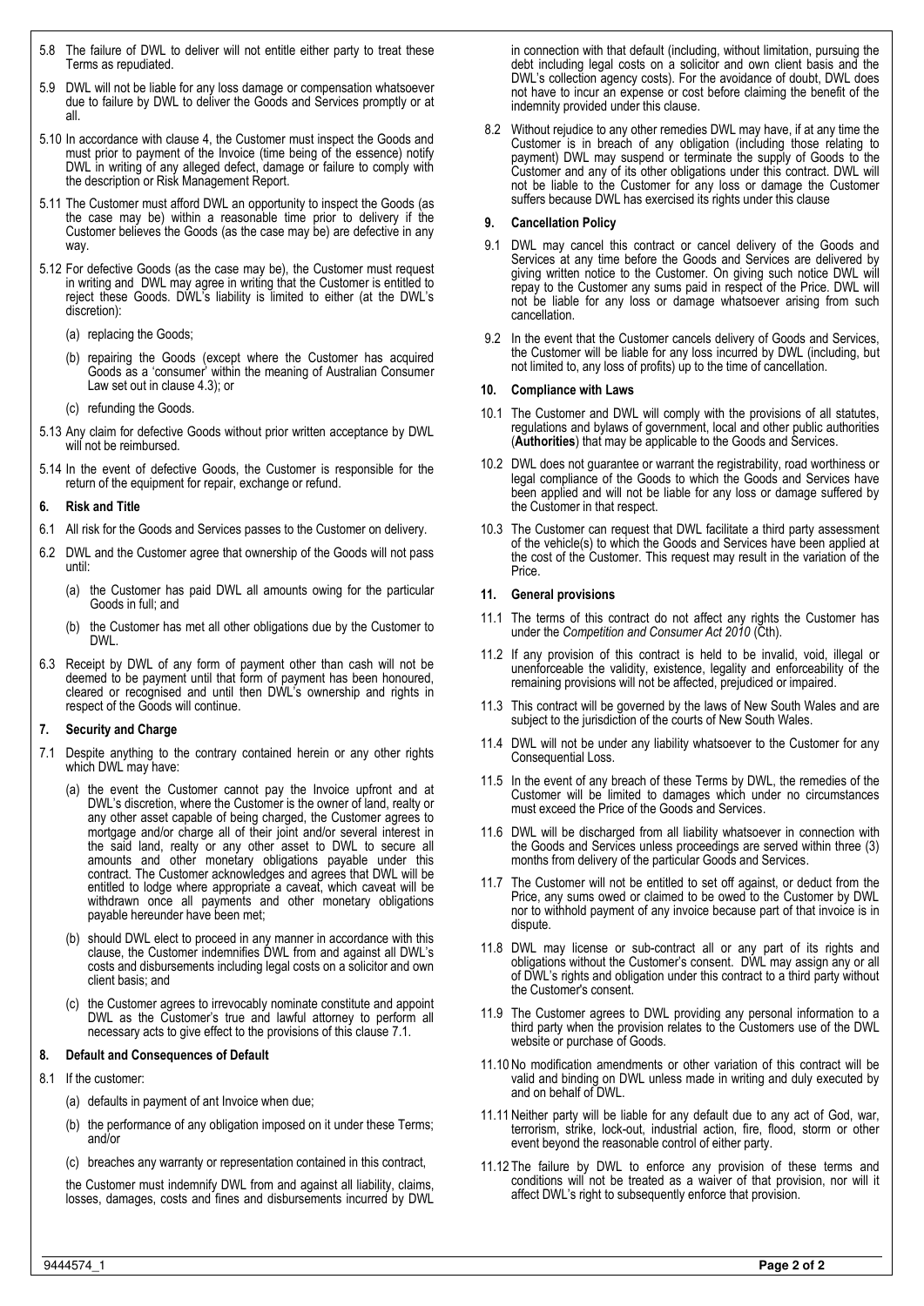5.8 The failure of DWL to deliver will not entitle either party to treat these Terms as repudiated.

5.9 DWL will not be liable for any loss damage or compensation whatsoever due to failure by DWL to deliver the Goods and Services promptly or at all.

5.10 In accordance with clause 4, the Customer must inspect the Goods and must prior to payment of the Invoice (time being of the essence) notify DWL in writing of any alleged defect, damage or failure to comply with the description or Risk Management Report.

5.11 The Customer must afford DWL an opportunity to inspect the Goods (as the case may be) within a reasonable time prior to delivery if the Customer believes the Goods (as the case may be) are defective in any way.

5.12 For defective Goods (as the case may be), the Customer must request in writing and DWL may agree in writing that the Customer is entitled to reject these Goods. DWL's liability is limited to either (at the DWL's discretion):

(a) replacing the Goods;

(b) repairing the Goods (except where the Customer has acquired Goods as a 'consumer' within the meaning of Australian Consumer Law set out in clause 4.3); or

(c) refunding the Goods.

5.13 Any claim for defective Goods without prior written acceptance by DWL will not be reimbursed.

5.14 In the event of defective Goods, the Customer is responsible for the return of the equipment for repair, exchange or refund.

## 6. Risk and Title

6.1 All risk for the Goods and Services passes to the Customer on delivery.

6.2 DWL and the Customer agree that ownership of the Goods will not pass until:

(a) the Customer has paid DWL all amounts owing for the particular Goods in full; and

(b) the Customer has met all other obligations due by the Customer to DWL.

6.3 Receipt by DWL of any form of payment other than cash will not be deemed to be payment until that form of payment has been honoured, cleared or recognised and until then DWL's ownership and rights in respect of the Goods will continue.

## 7. Security and Charge

7.1 Despite anything to the contrary contained herein or any other rights which DWL may have:

(a) the event the Customer cannot pay the Invoice upfront and at DWL's discretion, where the Customer is the owner of land, realty or any other asset capable of being charged, the Customer agrees to mortgage and/or charge all of their joint and/or several interest in the said land, realty or any other asset to DWL to secure all amounts and other monetary obligations payable under this contract. The Customer acknowledges and agrees that DWL will be entitled to lodge where appropriate a caveat, which caveat will be withdrawn once all payments and other monetary obligations payable hereunder have been met;

(b) should DWL elect to proceed in any manner in accordance with this clause, the Customer indemnifies DWL from and against all DWL's costs and disbursements including legal costs on a solicitor and own client basis; and

(c) the Customer agrees to irrevocably nominate constitute and appoint DWL as the Customer's true and lawful attorney to perform all necessary acts to give effect to the provisions of this clause 7.1.

## 8. Default and Consequences of Default

8.1 If the customer:

(a) defaults in payment of ant Invoice when due;

(b) the performance of any obligation imposed on it under these Terms; and/or

(c) breaches any warranty or representation contained in this contract,

the Customer must indemnify DWL from and against all liability, claims, losses, damages, costs and fines and disbursements incurred by DWL in connection with that default (including, without limitation, pursuing the debt including legal costs on a solicitor and own client basis and the DWL's collection agency costs). For the avoidance of doubt, DWL does not have to incur an expense or cost before claiming the benefit of the indemnity provided under this clause.

8.2 Without rejudice to any other remedies DWL may have, if at any time the Customer is in breach of any obligation (including those relating to payment) DWL may suspend or terminate the supply of Goods to the Customer and any of its other obligations under this contract. DWL will not be liable to the Customer for any loss or damage the Customer suffers because DWL has exercised its rights under this clause

## 9. Cancellation Policy

9.1 DWL may cancel this contract or cancel delivery of the Goods and Services at any time before the Goods and Services are delivered by giving written notice to the Customer. On giving such notice DWL will repay to the Customer any sums paid in respect of the Price. DWL will not be liable for any loss or damage whatsoever arising from such cancellation.

9.2 In the event that the Customer cancels delivery of Goods and Services, the Customer will be liable for any loss incurred by DWL (including, but not limited to, any loss of profits) up to the time of cancellation.

## 10. Compliance with Laws

10.1 The Customer and DWL will comply with the provisions of all statutes, regulations and bylaws of government, local and other public authorities (**Authorities**) that may be applicable to the Goods and Services.

10.2 DWL does not guarantee or warrant the registrability, road worthiness or legal compliance of the Goods to which the Goods and Services have been applied and will not be liable for any loss or damage suffered by the Customer in that respect.

10.3 The Customer can request that DWL facilitate a third party assessment of the vehicle(s) to which the Goods and Services have been applied at the cost of the Customer. This request may result in the variation of the Price.

## 11. General provisions

11.1 The terms of this contract do not affect any rights the Customer has under the *Competition and Consumer Act 2010* (Cth).

11.2 If any provision of this contract is held to be invalid, void, illegal or unenforceable the validity, existence, legality and enforceability of the remaining provisions will not be affected, prejudiced or impaired.

11.3 This contract will be governed by the laws of New South Wales and are subject to the jurisdiction of the courts of New South Wales.

11.4 DWL will not be under any liability whatsoever to the Customer for any Consequential Loss.

11.5 In the event of any breach of these Terms by DWL, the remedies of the Customer will be limited to damages which under no circumstances must exceed the Price of the Goods and Services.

11.6 DWL will be discharged from all liability whatsoever in connection with the Goods and Services unless proceedings are served within three (3) months from delivery of the particular Goods and Services.

11.7 The Customer will not be entitled to set off against, or deduct from the Price, any sums owed or claimed to be owed to the Customer by DWL nor to withhold payment of any invoice because part of that invoice is in dispute.

11.8 DWL may license or sub-contract all or any part of its rights and obligations without the Customer's consent. DWL may assign any or all of DWL's rights and obligation under this contract to a third party without the Customer's consent.

11.9 The Customer agrees to DWL providing any personal information to a third party when the provision relates to the Customers use of the DWL website or purchase of Goods.

11.10 No modification amendments or other variation of this contract will be valid and binding on DWL unless made in writing and duly executed by and on behalf of DWL.

11.11 Neither party will be liable for any default due to any act of God, war, terrorism, strike, lock-out, industrial action, fire, flood, storm or other event beyond the reasonable control of either party.

11.12 The failure by DWL to enforce any provision of these terms and conditions will not be treated as a waiver of that provision, nor will it affect DWL's right to subsequently enforce that provision.

9444574_1